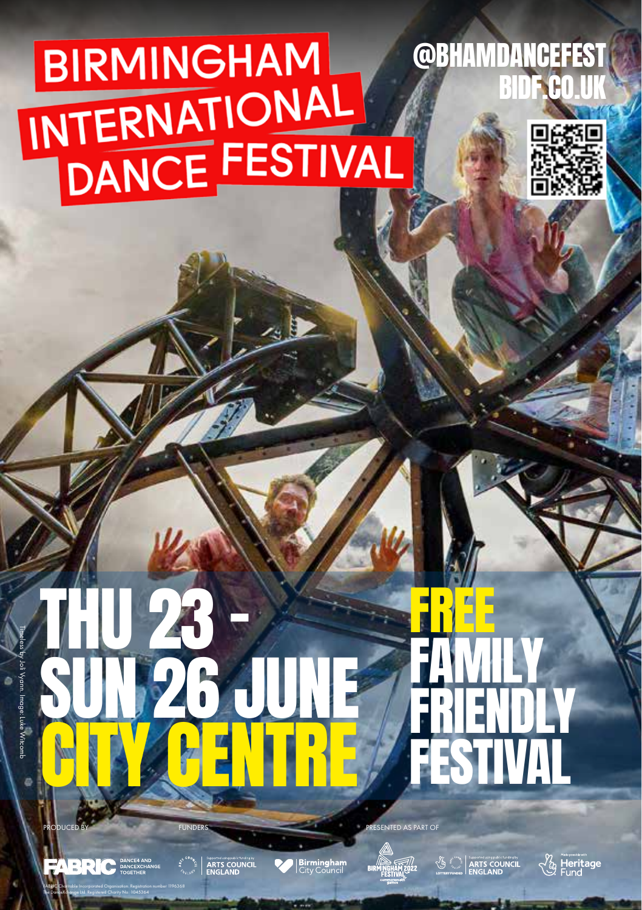# BIRMINGHAM INTERNATIONAL DANCE FESTIVAL

@BHAMDANCEFEST
BIDF.CO.UK

## THU 23 - SUN 26 JUNE
## CITY CENTRE

## FREE FAMILY FRIENDLY FESTIVAL

Timeless by Joli Vyann. Image: Luke Witcomb

PRODUCED BY

FABRIC DANCE4 AND DANCEXCHANGE TOGETHER

FUNDERS

Supported using public funding by ARTS COUNCIL ENGLAND

Birmingham City Council

PRESENTED AS PART OF

BIRMINGHAM 2022 FESTIVAL

Supported using public funding by ARTS COUNCIL ENGLAND

Made possible with Heritage Fund

FABRIC Charitable Incorporated Organisation. Registration number 1196368
The DanceXchange Ltd. Registered Charity No. 1045364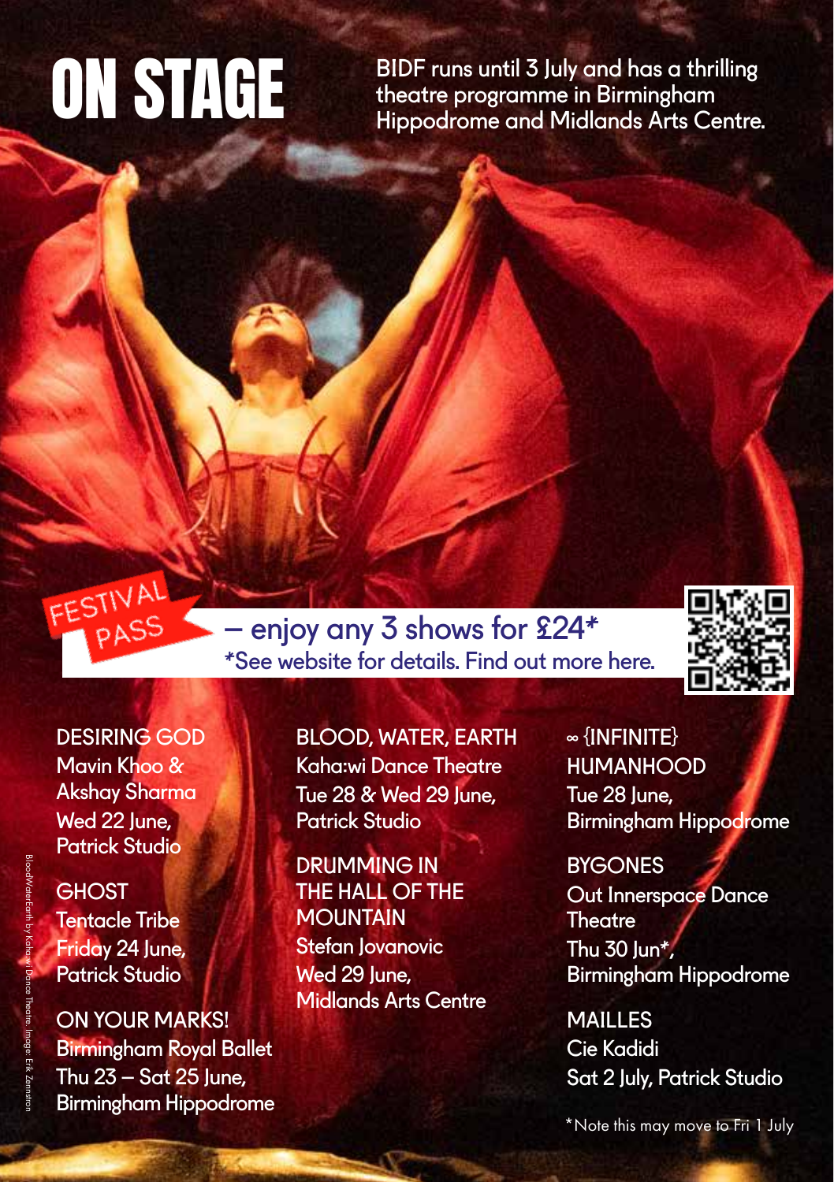# ON STAGE

BIDF runs until 3 July and has a thrilling theatre programme in Birmingham Hippodrome and Midlands Arts Centre.

**FESTIVAL PASS** – enjoy any 3 shows for £24*

*See website for details. Find out more here.

**DESIRING GOD**
Mavin Khoo & Akshay Sharma
Wed 22 June, Patrick Studio

**GHOST**
Tentacle Tribe
Friday 24 June, Patrick Studio

**ON YOUR MARKS!**
Birmingham Royal Ballet
Thu 23 – Sat 25 June, Birmingham Hippodrome

**BLOOD, WATER, EARTH**
Kaha:wi Dance Theatre
Tue 28 & Wed 29 June, Patrick Studio

**DRUMMING IN THE HALL OF THE MOUNTAIN**
Stefan Jovanovic
Wed 29 June, Midlands Arts Centre

**∞ {INFINITE} HUMANHOOD**
Tue 28 June, Birmingham Hippodrome

**BYGONES**
Out Innerspace Dance Theatre
Thu 30 Jun*, Birmingham Hippodrome

**MAILLES**
Cie Kadidi
Sat 2 July, Patrick Studio

*Note this may move to Fri 1 July

BloodWaterEarth by Kaha:wi Dance Theatre. Image: Erik Zennstron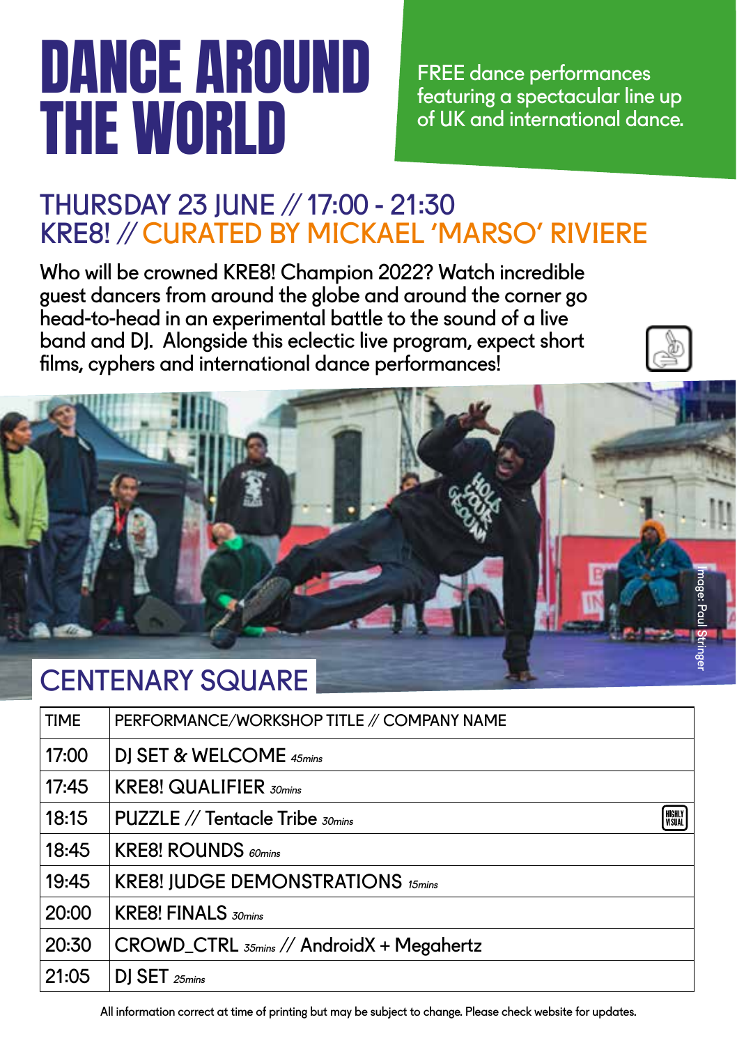# DANCE AROUND THE WORLD

FREE dance performances featuring a spectacular line up of UK and international dance.

## THURSDAY 23 JUNE // 17:00 - 21:30
## KRE8! // CURATED BY MICKAEL 'MARSO' RIVIERE

Who will be crowned KRE8! Champion 2022? Watch incredible guest dancers from around the globe and around the corner go head-to-head in an experimental battle to the sound of a live band and DJ. Alongside this eclectic live program, expect short films, cyphers and international dance performances!

Image: Paul Stringer

## CENTENARY SQUARE

| TIME | PERFORMANCE/WORKSHOP TITLE // COMPANY NAME |
|---|---|
| 17:00 | DJ SET & WELCOME *45mins* |
| 17:45 | KRE8! QUALIFIER *30mins* |
| 18:15 | PUZZLE // Tentacle Tribe *30mins* (HIGHLY VISUAL) |
| 18:45 | KRE8! ROUNDS *60mins* |
| 19:45 | KRE8! JUDGE DEMONSTRATIONS *15mins* |
| 20:00 | KRE8! FINALS *30mins* |
| 20:30 | CROWD_CTRL *35mins* // AndroidX + Megahertz |
| 21:05 | DJ SET *25mins* |

All information correct at time of printing but may be subject to change. Please check website for updates.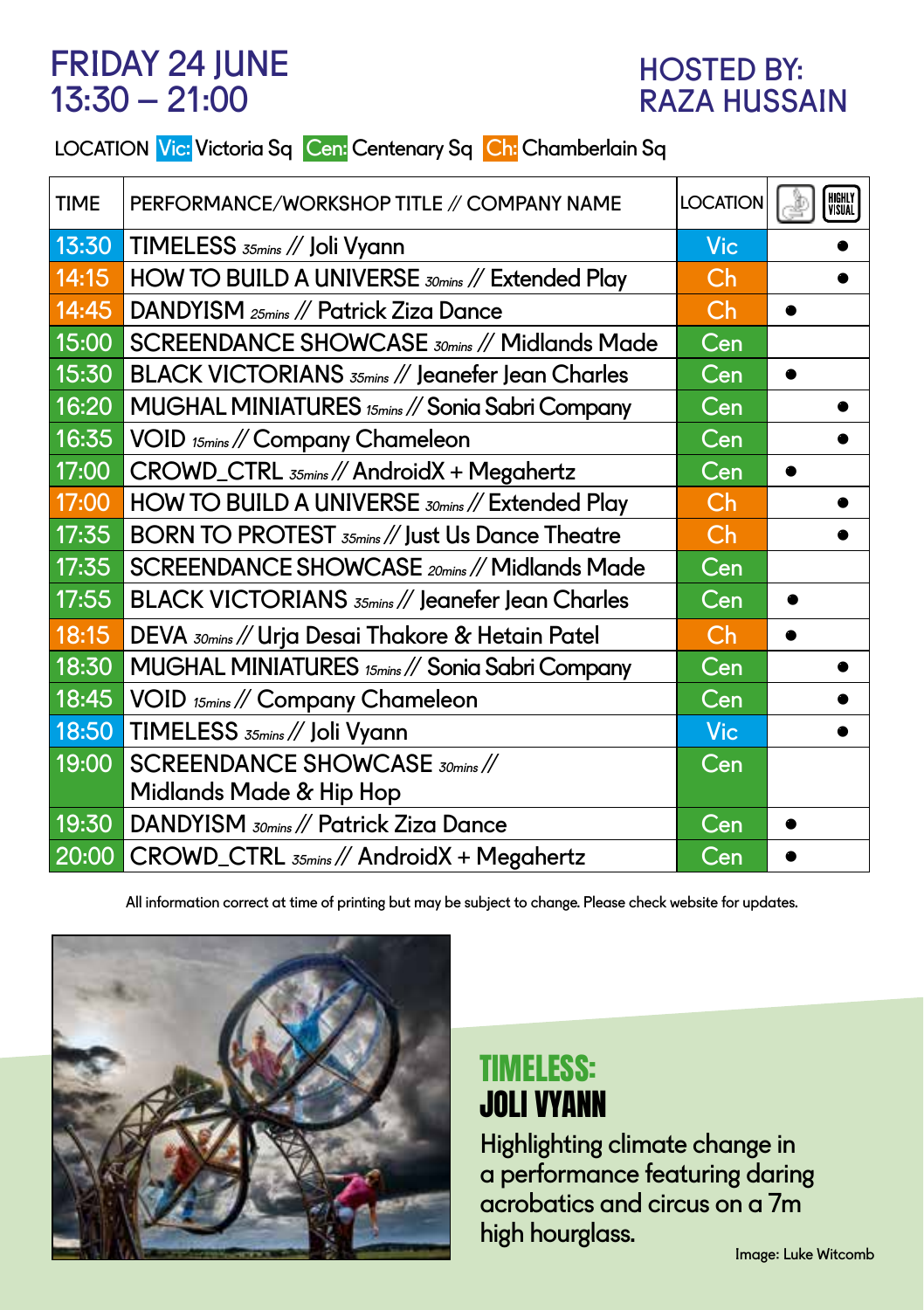# FRIDAY 24 JUNE
# 13:30 – 21:00

## HOSTED BY: RAZA HUSSAIN

LOCATION Vic: Victoria Sq Cen: Centenary Sq Ch: Chamberlain Sq

| TIME | PERFORMANCE/WORKSHOP TITLE // COMPANY NAME | LOCATION | (audio icon) | HIGHLY VISUAL |
|---|---|---|---|---|
| 13:30 | TIMELESS *35mins* // Joli Vyann | Vic | | ● |
| 14:15 | HOW TO BUILD A UNIVERSE *30mins* // Extended Play | Ch | | ● |
| 14:45 | DANDYISM *25mins* // Patrick Ziza Dance | Ch | ● | |
| 15:00 | SCREENDANCE SHOWCASE *30mins* // Midlands Made | Cen | | |
| 15:30 | BLACK VICTORIANS *35mins* // Jeanefer Jean Charles | Cen | ● | |
| 16:20 | MUGHAL MINIATURES *15mins* // Sonia Sabri Company | Cen | | ● |
| 16:35 | VOID *15mins* // Company Chameleon | Cen | | ● |
| 17:00 | CROWD_CTRL *35mins* // AndroidX + Megahertz | Cen | ● | |
| 17:00 | HOW TO BUILD A UNIVERSE *30mins* // Extended Play | Ch | | ● |
| 17:35 | BORN TO PROTEST *35mins* // Just Us Dance Theatre | Ch | | ● |
| 17:35 | SCREENDANCE SHOWCASE *20mins* // Midlands Made | Cen | | |
| 17:55 | BLACK VICTORIANS *35mins* // Jeanefer Jean Charles | Cen | ● | |
| 18:15 | DEVA *30mins* // Urja Desai Thakore & Hetain Patel | Ch | ● | |
| 18:30 | MUGHAL MINIATURES *15mins* // Sonia Sabri Company | Cen | | ● |
| 18:45 | VOID *15mins* // Company Chameleon | Cen | | ● |
| 18:50 | TIMELESS *35mins* // Joli Vyann | Vic | | ● |
| 19:00 | SCREENDANCE SHOWCASE *30mins* // Midlands Made & Hip Hop | Cen | | |
| 19:30 | DANDYISM *30mins* // Patrick Ziza Dance | Cen | ● | |
| 20:00 | CROWD_CTRL *35mins* // AndroidX + Megahertz | Cen | ● | |

All information correct at time of printing but may be subject to change. Please check website for updates.

## TIMELESS: JOLI VYANN

Highlighting climate change in a performance featuring daring acrobatics and circus on a 7m high hourglass.

Image: Luke Witcomb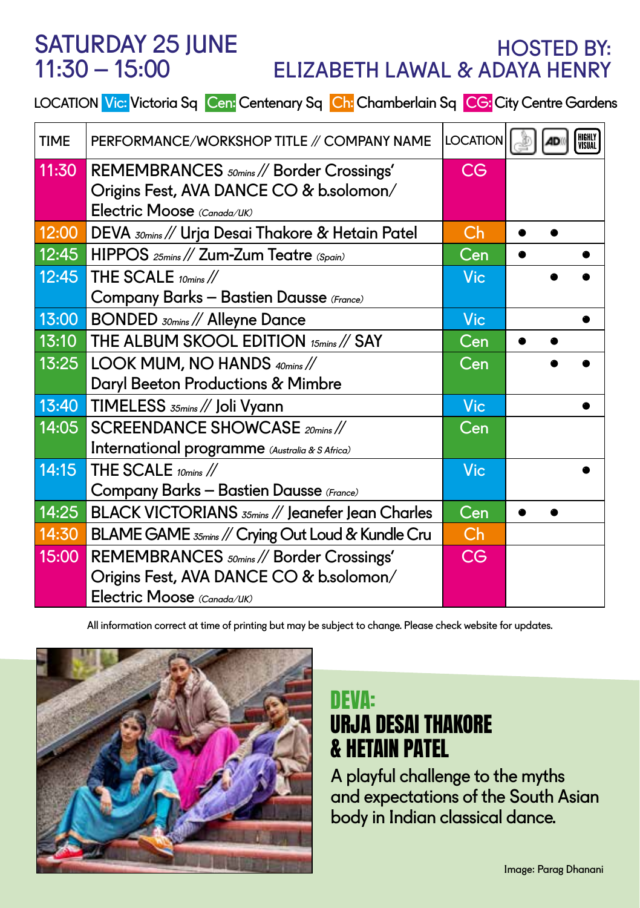# SATURDAY 25 JUNE
# 11:30 – 15:00

## HOSTED BY: ELIZABETH LAWAL & ADAYA HENRY

LOCATION **Vic:** Victoria Sq **Cen:** Centenary Sq **Ch:** Chamberlain Sq **CG:** City Centre Gardens

| TIME | PERFORMANCE/WORKSHOP TITLE // COMPANY NAME | LOCATION | | AD | HIGHLY VISUAL |
|---|---|---|---|---|---|
| 11:30 | REMEMBRANCES *50mins* // Border Crossings' Origins Fest, AVA DANCE CO & b.solomon/ Electric Moose *(Canada/UK)* | CG | | | |
| 12:00 | DEVA *30mins* // Urja Desai Thakore & Hetain Patel | Ch | ● | ● | |
| 12:45 | HIPPOS *25mins* // Zum-Zum Teatre *(Spain)* | Cen | ● | | ● |
| 12:45 | THE SCALE *10mins* // Company Barks – Bastien Dausse *(France)* | Vic | | ● | ● |
| 13:00 | BONDED *30mins* // Alleyne Dance | Vic | | | ● |
| 13:10 | THE ALBUM SKOOL EDITION *15mins* // SAY | Cen | ● | ● | |
| 13:25 | LOOK MUM, NO HANDS *40mins* // Daryl Beeton Productions & Mimbre | Cen | | ● | ● |
| 13:40 | TIMELESS *35mins* // Joli Vyann | Vic | | | ● |
| 14:05 | SCREENDANCE SHOWCASE *20mins* // International programme *(Australia & S Africa)* | Cen | | | |
| 14:15 | THE SCALE *10mins* // Company Barks – Bastien Dausse *(France)* | Vic | | | ● |
| 14:25 | BLACK VICTORIANS *35mins* // Jeanefer Jean Charles | Cen | ● | ● | |
| 14:30 | BLAME GAME *35mins* // Crying Out Loud & Kundle Cru | Ch | | | |
| 15:00 | REMEMBRANCES *50mins* // Border Crossings' Origins Fest, AVA DANCE CO & b.solomon/ Electric Moose *(Canada/UK)* | CG | | | |

All information correct at time of printing but may be subject to change. Please check website for updates.

## DEVA: URJA DESAI THAKORE & HETAIN PATEL

A playful challenge to the myths and expectations of the South Asian body in Indian classical dance.

Image: Parag Dhanani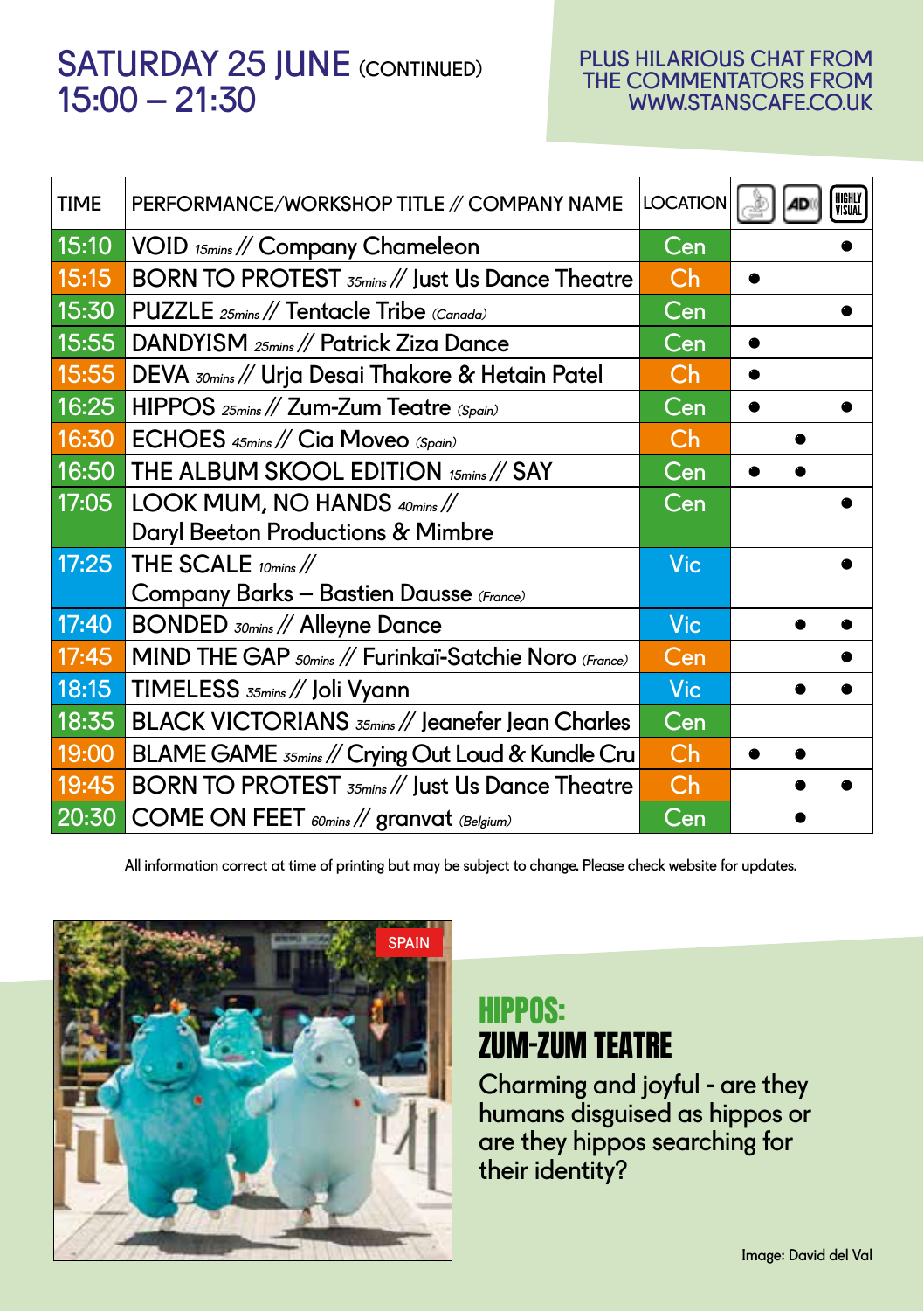# SATURDAY 25 JUNE (CONTINUED)
# 15:00 – 21:30

PLUS HILARIOUS CHAT FROM THE COMMENTATORS FROM WWW.STANSCAFE.CO.UK

| TIME | PERFORMANCE/WORKSHOP TITLE // COMPANY NAME | LOCATION | (Relaxed) | AD | HIGHLY VISUAL |
|---|---|---|---|---|---|
| 15:10 | VOID *15mins* // Company Chameleon | Cen | | | ● |
| 15:15 | BORN TO PROTEST *35mins* // Just Us Dance Theatre | Ch | ● | | |
| 15:30 | PUZZLE *25mins* // Tentacle Tribe *(Canada)* | Cen | | | ● |
| 15:55 | DANDYISM *25mins* // Patrick Ziza Dance | Cen | ● | | |
| 15:55 | DEVA *30mins* // Urja Desai Thakore & Hetain Patel | Ch | ● | | |
| 16:25 | HIPPOS *25mins* // Zum-Zum Teatre *(Spain)* | Cen | ● | | ● |
| 16:30 | ECHOES *45mins* // Cia Moveo *(Spain)* | Ch | | ● | |
| 16:50 | THE ALBUM SKOOL EDITION *15mins* // SAY | Cen | ● | ● | |
| 17:05 | LOOK MUM, NO HANDS *40mins* // Daryl Beeton Productions & Mimbre | Cen | | | ● |
| 17:25 | THE SCALE *10mins* // Company Barks – Bastien Dausse *(France)* | Vic | | | ● |
| 17:40 | BONDED *30mins* // Alleyne Dance | Vic | | ● | ● |
| 17:45 | MIND THE GAP *50mins* // Furinkaï-Satchie Noro *(France)* | Cen | | | ● |
| 18:15 | TIMELESS *35mins* // Joli Vyann | Vic | | ● | ● |
| 18:35 | BLACK VICTORIANS *35mins* // Jeanefer Jean Charles | Cen | | | |
| 19:00 | BLAME GAME *35mins* // Crying Out Loud & Kundle Cru | Ch | ● | ● | |
| 19:45 | BORN TO PROTEST *35mins* // Just Us Dance Theatre | Ch | | ● | ● |
| 20:30 | COME ON FEET *60mins* // granvat *(Belgium)* | Cen | | ● | |

All information correct at time of printing but may be subject to change. Please check website for updates.

SPAIN

## HIPPOS: ZUM-ZUM TEATRE

Charming and joyful - are they humans disguised as hippos or are they hippos searching for their identity?

Image: David del Val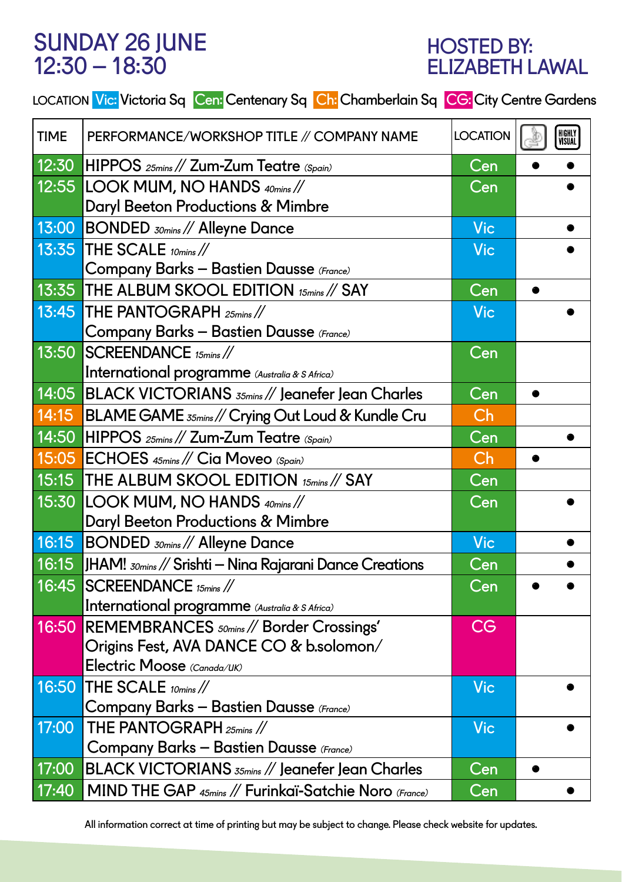# SUNDAY 26 JUNE
# 12:30 – 18:30

## HOSTED BY: ELIZABETH LAWAL

LOCATION **Vic:** Victoria Sq **Cen:** Centenary Sq **Ch:** Chamberlain Sq **CG:** City Centre Gardens

| TIME | PERFORMANCE/WORKSHOP TITLE // COMPANY NAME | LOCATION | (Relaxed) | HIGHLY VISUAL |
|---|---|---|---|---|
| 12:30 | HIPPOS *25mins* // Zum-Zum Teatre *(Spain)* | Cen | ● | ● |
| 12:55 | LOOK MUM, NO HANDS *40mins* // Daryl Beeton Productions & Mimbre | Cen | | ● |
| 13:00 | BONDED *30mins* // Alleyne Dance | Vic | | ● |
| 13:35 | THE SCALE *10mins* // Company Barks – Bastien Dausse *(France)* | Vic | | ● |
| 13:35 | THE ALBUM SKOOL EDITION *15mins* // SAY | Cen | ● | |
| 13:45 | THE PANTOGRAPH *25mins* // Company Barks – Bastien Dausse *(France)* | Vic | | ● |
| 13:50 | SCREENDANCE *15mins* // International programme *(Australia & S Africa)* | Cen | | |
| 14:05 | BLACK VICTORIANS *35mins* // Jeanefer Jean Charles | Cen | ● | |
| 14:15 | BLAME GAME *35mins* // Crying Out Loud & Kundle Cru | Ch | | |
| 14:50 | HIPPOS *25mins* // Zum-Zum Teatre *(Spain)* | Cen | | ● |
| 15:05 | ECHOES *45mins* // Cia Moveo *(Spain)* | Ch | ● | |
| 15:15 | THE ALBUM SKOOL EDITION *15mins* // SAY | Cen | | |
| 15:30 | LOOK MUM, NO HANDS *40mins* // Daryl Beeton Productions & Mimbre | Cen | | ● |
| 16:15 | BONDED *30mins* // Alleyne Dance | Vic | | ● |
| 16:15 | JHAM! *30mins* // Srishti – Nina Rajarani Dance Creations | Cen | | ● |
| 16:45 | SCREENDANCE *15mins* // International programme *(Australia & S Africa)* | Cen | ● | ● |
| 16:50 | REMEMBRANCES *50mins* // Border Crossings' Origins Fest, AVA DANCE CO & b.solomon/ Electric Moose *(Canada/UK)* | CG | | |
| 16:50 | THE SCALE *10mins* // Company Barks – Bastien Dausse *(France)* | Vic | | ● |
| 17:00 | THE PANTOGRAPH *25mins* // Company Barks – Bastien Dausse *(France)* | Vic | | ● |
| 17:00 | BLACK VICTORIANS *35mins* // Jeanefer Jean Charles | Cen | ● | |
| 17:40 | MIND THE GAP *45mins* // Furinkaï-Satchie Noro *(France)* | Cen | | ● |

All information correct at time of printing but may be subject to change. Please check website for updates.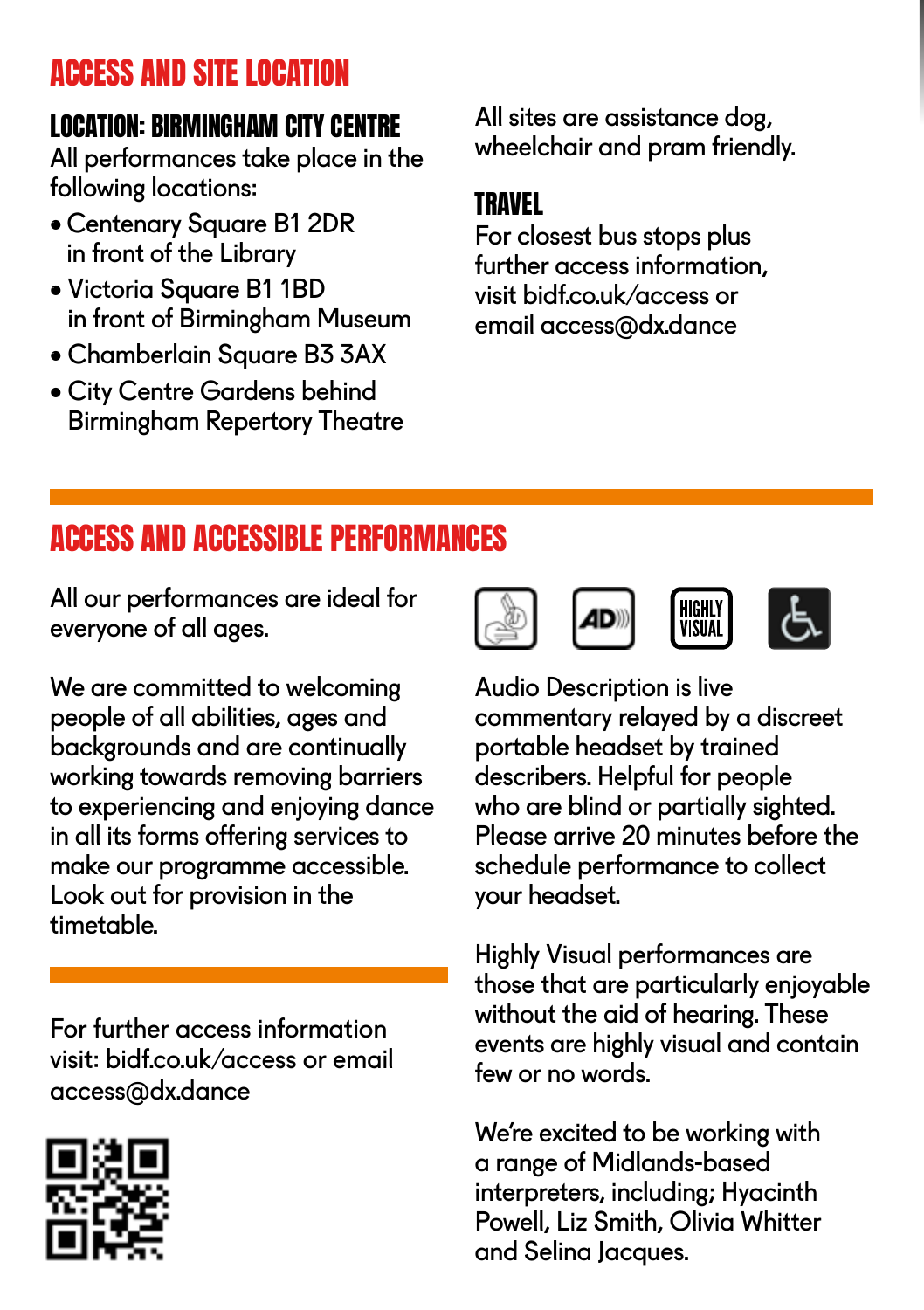## ACCESS AND SITE LOCATION

### LOCATION: BIRMINGHAM CITY CENTRE

All performances take place in the following locations:

- Centenary Square B1 2DR in front of the Library
- Victoria Square B1 1BD in front of Birmingham Museum
- Chamberlain Square B3 3AX
- City Centre Gardens behind Birmingham Repertory Theatre

All sites are assistance dog, wheelchair and pram friendly.

### TRAVEL

For closest bus stops plus further access information, visit bidf.co.uk/access or email access@dx.dance

## ACCESS AND ACCESSIBLE PERFORMANCES

All our performances are ideal for everyone of all ages.

We are committed to welcoming people of all abilities, ages and backgrounds and are continually working towards removing barriers to experiencing and enjoying dance in all its forms offering services to make our programme accessible. Look out for provision in the timetable.

For further access information visit: bidf.co.uk/access or email access@dx.dance

AD HIGHLY VISUAL

Audio Description is live commentary relayed by a discreet portable headset by trained describers. Helpful for people who are blind or partially sighted. Please arrive 20 minutes before the schedule performance to collect your headset.

Highly Visual performances are those that are particularly enjoyable without the aid of hearing. These events are highly visual and contain few or no words.

We're excited to be working with a range of Midlands-based interpreters, including; Hyacinth Powell, Liz Smith, Olivia Whitter and Selina Jacques.